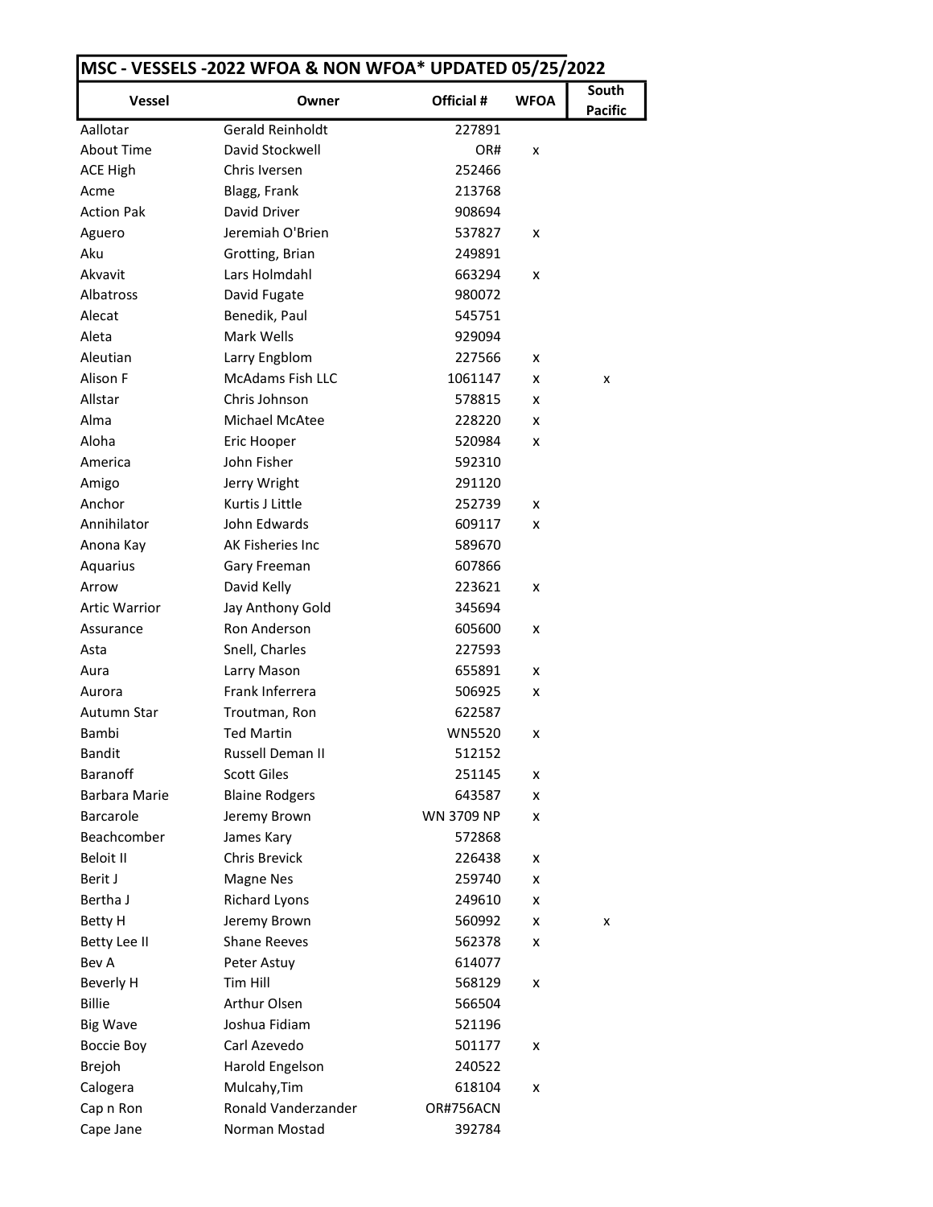# MSC - VESSELS -2022 WFOA & NON WFOA* UPDATED 05/25/2022

| Vessel | Owner | Official # | WFOA | South Pacific |
|---|---|---|---|---|
| Aallotar | Gerald Reinholdt | 227891 | | |
| About Time | David Stockwell | OR# | x | |
| ACE High | Chris Iversen | 252466 | | |
| Acme | Blagg, Frank | 213768 | | |
| Action Pak | David Driver | 908694 | | |
| Aguero | Jeremiah O'Brien | 537827 | x | |
| Aku | Grotting, Brian | 249891 | | |
| Akvavit | Lars Holmdahl | 663294 | x | |
| Albatross | David Fugate | 980072 | | |
| Alecat | Benedik, Paul | 545751 | | |
| Aleta | Mark Wells | 929094 | | |
| Aleutian | Larry Engblom | 227566 | x | |
| Alison F | McAdams Fish LLC | 1061147 | x | x |
| Allstar | Chris Johnson | 578815 | x | |
| Alma | Michael McAtee | 228220 | x | |
| Aloha | Eric Hooper | 520984 | x | |
| America | John Fisher | 592310 | | |
| Amigo | Jerry Wright | 291120 | | |
| Anchor | Kurtis J Little | 252739 | x | |
| Annihilator | John Edwards | 609117 | x | |
| Anona Kay | AK Fisheries Inc | 589670 | | |
| Aquarius | Gary Freeman | 607866 | | |
| Arrow | David Kelly | 223621 | x | |
| Artic Warrior | Jay Anthony Gold | 345694 | | |
| Assurance | Ron Anderson | 605600 | x | |
| Asta | Snell, Charles | 227593 | | |
| Aura | Larry Mason | 655891 | x | |
| Aurora | Frank Inferrera | 506925 | x | |
| Autumn Star | Troutman, Ron | 622587 | | |
| Bambi | Ted Martin | WN5520 | x | |
| Bandit | Russell Deman II | 512152 | | |
| Baranoff | Scott Giles | 251145 | x | |
| Barbara Marie | Blaine Rodgers | 643587 | x | |
| Barcarole | Jeremy Brown | WN 3709 NP | x | |
| Beachcomber | James Kary | 572868 | | |
| Beloit II | Chris Brevick | 226438 | x | |
| Berit J | Magne Nes | 259740 | x | |
| Bertha J | Richard Lyons | 249610 | x | |
| Betty H | Jeremy Brown | 560992 | x | x |
| Betty Lee II | Shane Reeves | 562378 | x | |
| Bev A | Peter Astuy | 614077 | | |
| Beverly H | Tim Hill | 568129 | x | |
| Billie | Arthur Olsen | 566504 | | |
| Big Wave | Joshua Fidiam | 521196 | | |
| Boccie Boy | Carl Azevedo | 501177 | x | |
| Brejoh | Harold Engelson | 240522 | | |
| Calogera | Mulcahy,Tim | 618104 | x | |
| Cap n Ron | Ronald Vanderzander | OR#756ACN | | |
| Cape Jane | Norman Mostad | 392784 | | |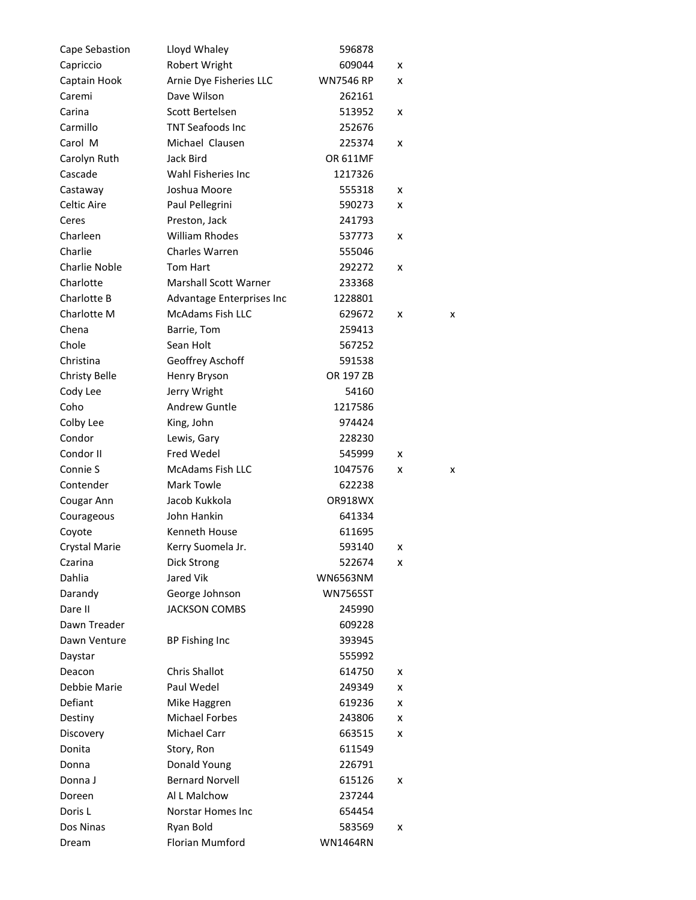| | | | | |
|---|---|---|---|---|
| Cape Sebastion | Lloyd Whaley | 596878 | | |
| Capriccio | Robert Wright | 609044 | x | |
| Captain Hook | Arnie Dye Fisheries LLC | WN7546 RP | x | |
| Caremi | Dave Wilson | 262161 | | |
| Carina | Scott Bertelsen | 513952 | x | |
| Carmillo | TNT Seafoods Inc | 252676 | | |
| Carol  M | Michael  Clausen | 225374 | x | |
| Carolyn Ruth | Jack Bird | OR 611MF | | |
| Cascade | Wahl Fisheries Inc | 1217326 | | |
| Castaway | Joshua Moore | 555318 | x | |
| Celtic Aire | Paul Pellegrini | 590273 | x | |
| Ceres | Preston, Jack | 241793 | | |
| Charleen | William Rhodes | 537773 | x | |
| Charlie | Charles Warren | 555046 | | |
| Charlie Noble | Tom Hart | 292272 | x | |
| Charlotte | Marshall Scott Warner | 233368 | | |
| Charlotte B | Advantage Enterprises Inc | 1228801 | | |
| Charlotte M | McAdams Fish LLC | 629672 | x | x |
| Chena | Barrie, Tom | 259413 | | |
| Chole | Sean Holt | 567252 | | |
| Christina | Geoffrey Aschoff | 591538 | | |
| Christy Belle | Henry Bryson | OR 197 ZB | | |
| Cody Lee | Jerry Wright | 54160 | | |
| Coho | Andrew Guntle | 1217586 | | |
| Colby Lee | King, John | 974424 | | |
| Condor | Lewis, Gary | 228230 | | |
| Condor II | Fred Wedel | 545999 | x | |
| Connie S | McAdams Fish LLC | 1047576 | x | x |
| Contender | Mark Towle | 622238 | | |
| Cougar Ann | Jacob Kukkola | OR918WX | | |
| Courageous | John Hankin | 641334 | | |
| Coyote | Kenneth House | 611695 | | |
| Crystal Marie | Kerry Suomela Jr. | 593140 | x | |
| Czarina | Dick Strong | 522674 | x | |
| Dahlia | Jared Vik | WN6563NM | | |
| Darandy | George Johnson | WN7565ST | | |
| Dare II | JACKSON COMBS | 245990 | | |
| Dawn Treader | | 609228 | | |
| Dawn Venture | BP Fishing Inc | 393945 | | |
| Daystar | | 555992 | | |
| Deacon | Chris Shallot | 614750 | x | |
| Debbie Marie | Paul Wedel | 249349 | x | |
| Defiant | Mike Haggren | 619236 | x | |
| Destiny | Michael Forbes | 243806 | x | |
| Discovery | Michael Carr | 663515 | x | |
| Donita | Story, Ron | 611549 | | |
| Donna | Donald Young | 226791 | | |
| Donna J | Bernard Norvell | 615126 | x | |
| Doreen | Al L Malchow | 237244 | | |
| Doris L | Norstar Homes Inc | 654454 | | |
| Dos Ninas | Ryan Bold | 583569 | x | |
| Dream | Florian Mumford | WN1464RN | | |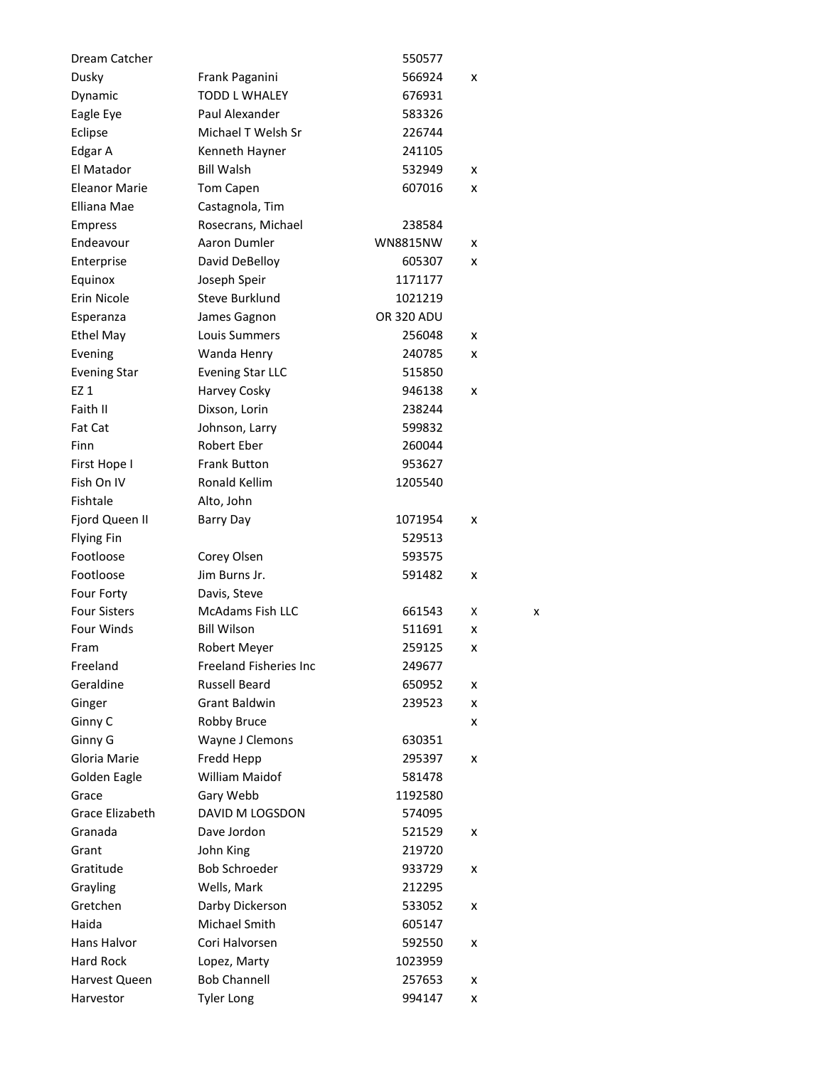| | | | | |
|---|---|---|---|---|
| Dream Catcher | | 550577 | | |
| Dusky | Frank Paganini | 566924 | x | |
| Dynamic | TODD L WHALEY | 676931 | | |
| Eagle Eye | Paul Alexander | 583326 | | |
| Eclipse | Michael T Welsh Sr | 226744 | | |
| Edgar A | Kenneth Hayner | 241105 | | |
| El Matador | Bill Walsh | 532949 | x | |
| Eleanor Marie | Tom Capen | 607016 | x | |
| Elliana Mae | Castagnola, Tim | | | |
| Empress | Rosecrans, Michael | 238584 | | |
| Endeavour | Aaron Dumler | WN8815NW | x | |
| Enterprise | David DeBelloy | 605307 | x | |
| Equinox | Joseph Speir | 1171177 | | |
| Erin Nicole | Steve Burklund | 1021219 | | |
| Esperanza | James Gagnon | OR 320 ADU | | |
| Ethel May | Louis Summers | 256048 | x | |
| Evening | Wanda Henry | 240785 | x | |
| Evening Star | Evening Star LLC | 515850 | | |
| EZ 1 | Harvey Cosky | 946138 | x | |
| Faith II | Dixson, Lorin | 238244 | | |
| Fat Cat | Johnson, Larry | 599832 | | |
| Finn | Robert Eber | 260044 | | |
| First Hope I | Frank Button | 953627 | | |
| Fish On IV | Ronald Kellim | 1205540 | | |
| Fishtale | Alto, John | | | |
| Fjord Queen II | Barry Day | 1071954 | x | |
| Flying Fin | | 529513 | | |
| Footloose | Corey Olsen | 593575 | | |
| Footloose | Jim Burns Jr. | 591482 | x | |
| Four Forty | Davis, Steve | | | |
| Four Sisters | McAdams Fish LLC | 661543 | X | x |
| Four Winds | Bill Wilson | 511691 | x | |
| Fram | Robert Meyer | 259125 | x | |
| Freeland | Freeland Fisheries Inc | 249677 | | |
| Geraldine | Russell Beard | 650952 | x | |
| Ginger | Grant Baldwin | 239523 | x | |
| Ginny C | Robby Bruce | | x | |
| Ginny G | Wayne J Clemons | 630351 | | |
| Gloria Marie | Fredd Hepp | 295397 | x | |
| Golden Eagle | William Maidof | 581478 | | |
| Grace | Gary Webb | 1192580 | | |
| Grace Elizabeth | DAVID M LOGSDON | 574095 | | |
| Granada | Dave Jordon | 521529 | x | |
| Grant | John King | 219720 | | |
| Gratitude | Bob Schroeder | 933729 | x | |
| Grayling | Wells, Mark | 212295 | | |
| Gretchen | Darby Dickerson | 533052 | x | |
| Haida | Michael Smith | 605147 | | |
| Hans Halvor | Cori Halvorsen | 592550 | x | |
| Hard Rock | Lopez, Marty | 1023959 | | |
| Harvest Queen | Bob Channell | 257653 | x | |
| Harvestor | Tyler Long | 994147 | x | |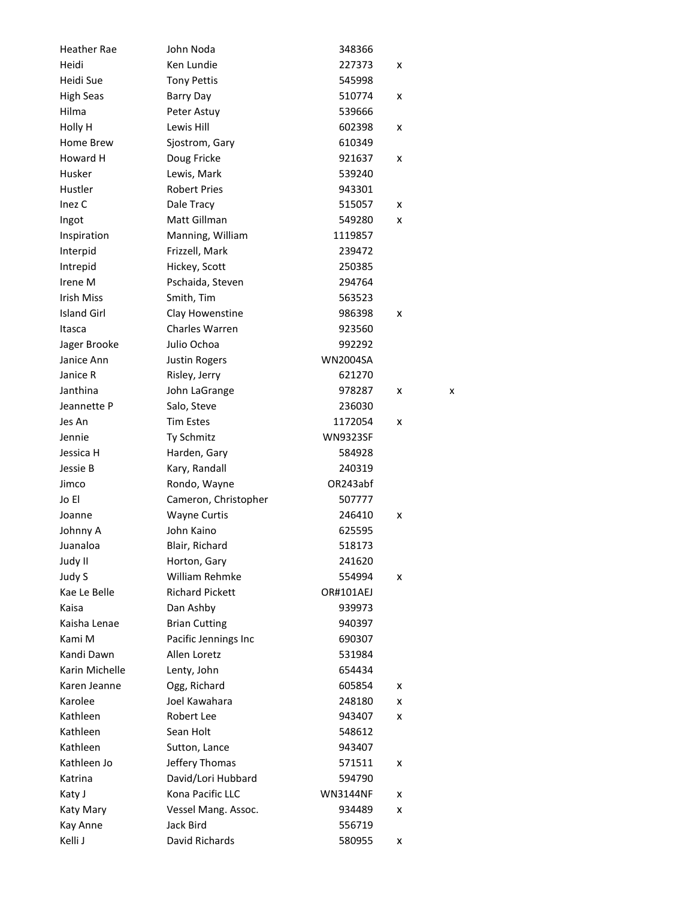| | | | | |
|---|---|---|---|---|
| Heather Rae | John Noda | 348366 | | |
| Heidi | Ken Lundie | 227373 | x | |
| Heidi Sue | Tony Pettis | 545998 | | |
| High Seas | Barry Day | 510774 | x | |
| Hilma | Peter Astuy | 539666 | | |
| Holly H | Lewis Hill | 602398 | x | |
| Home Brew | Sjostrom, Gary | 610349 | | |
| Howard H | Doug Fricke | 921637 | x | |
| Husker | Lewis, Mark | 539240 | | |
| Hustler | Robert Pries | 943301 | | |
| Inez C | Dale Tracy | 515057 | x | |
| Ingot | Matt Gillman | 549280 | x | |
| Inspiration | Manning, William | 1119857 | | |
| Interpid | Frizzell, Mark | 239472 | | |
| Intrepid | Hickey, Scott | 250385 | | |
| Irene M | Pschaida, Steven | 294764 | | |
| Irish Miss | Smith, Tim | 563523 | | |
| Island Girl | Clay Howenstine | 986398 | x | |
| Itasca | Charles Warren | 923560 | | |
| Jager Brooke | Julio Ochoa | 992292 | | |
| Janice Ann | Justin Rogers | WN2004SA | | |
| Janice R | Risley, Jerry | 621270 | | |
| Janthina | John LaGrange | 978287 | x | x |
| Jeannette P | Salo, Steve | 236030 | | |
| Jes An | Tim Estes | 1172054 | x | |
| Jennie | Ty Schmitz | WN9323SF | | |
| Jessica H | Harden, Gary | 584928 | | |
| Jessie B | Kary, Randall | 240319 | | |
| Jimco | Rondo, Wayne | OR243abf | | |
| Jo El | Cameron, Christopher | 507777 | | |
| Joanne | Wayne Curtis | 246410 | x | |
| Johnny A | John Kaino | 625595 | | |
| Juanaloa | Blair, Richard | 518173 | | |
| Judy II | Horton, Gary | 241620 | | |
| Judy S | William Rehmke | 554994 | x | |
| Kae Le Belle | Richard Pickett | OR#101AEJ | | |
| Kaisa | Dan Ashby | 939973 | | |
| Kaisha Lenae | Brian Cutting | 940397 | | |
| Kami M | Pacific Jennings Inc | 690307 | | |
| Kandi Dawn | Allen Loretz | 531984 | | |
| Karin Michelle | Lenty, John | 654434 | | |
| Karen Jeanne | Ogg, Richard | 605854 | x | |
| Karolee | Joel Kawahara | 248180 | x | |
| Kathleen | Robert Lee | 943407 | x | |
| Kathleen | Sean Holt | 548612 | | |
| Kathleen | Sutton, Lance | 943407 | | |
| Kathleen Jo | Jeffery Thomas | 571511 | x | |
| Katrina | David/Lori Hubbard | 594790 | | |
| Katy J | Kona Pacific LLC | WN3144NF | x | |
| Katy Mary | Vessel Mang. Assoc. | 934489 | x | |
| Kay Anne | Jack Bird | 556719 | | |
| Kelli J | David Richards | 580955 | x | |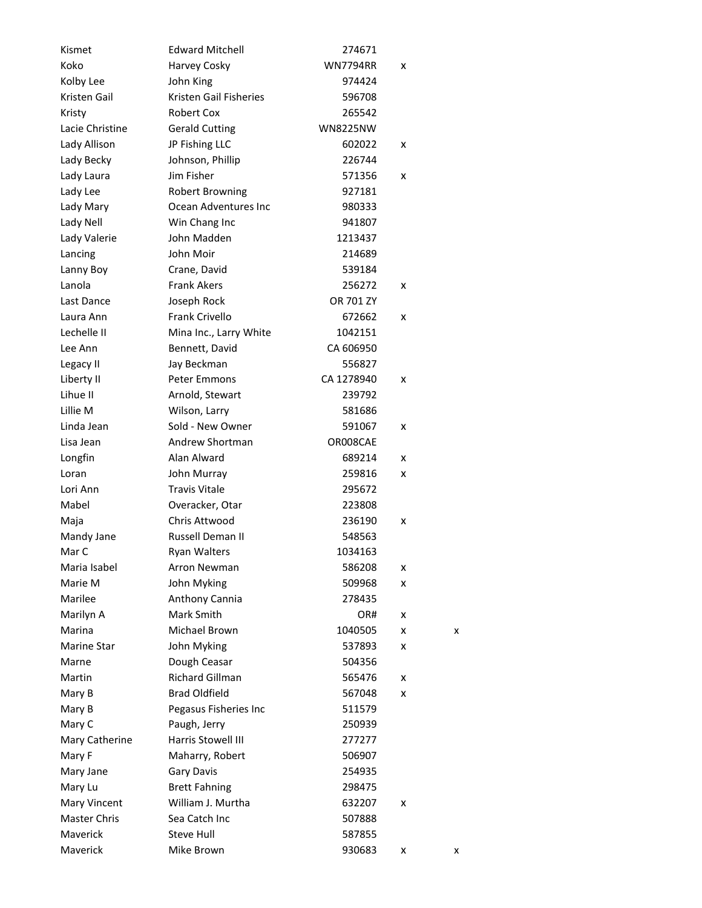| | | | | |
|---|---|---|---|---|
| Kismet | Edward Mitchell | 274671 | | |
| Koko | Harvey Cosky | WN7794RR | x | |
| Kolby Lee | John King | 974424 | | |
| Kristen Gail | Kristen Gail Fisheries | 596708 | | |
| Kristy | Robert Cox | 265542 | | |
| Lacie Christine | Gerald Cutting | WN8225NW | | |
| Lady Allison | JP Fishing LLC | 602022 | x | |
| Lady Becky | Johnson, Phillip | 226744 | | |
| Lady Laura | Jim Fisher | 571356 | x | |
| Lady Lee | Robert Browning | 927181 | | |
| Lady Mary | Ocean Adventures Inc | 980333 | | |
| Lady Nell | Win Chang Inc | 941807 | | |
| Lady Valerie | John Madden | 1213437 | | |
| Lancing | John Moir | 214689 | | |
| Lanny Boy | Crane, David | 539184 | | |
| Lanola | Frank Akers | 256272 | x | |
| Last Dance | Joseph Rock | OR 701 ZY | | |
| Laura Ann | Frank Crivello | 672662 | x | |
| Lechelle II | Mina Inc., Larry White | 1042151 | | |
| Lee Ann | Bennett, David | CA 606950 | | |
| Legacy II | Jay Beckman | 556827 | | |
| Liberty II | Peter Emmons | CA 1278940 | x | |
| Lihue II | Arnold, Stewart | 239792 | | |
| Lillie M | Wilson, Larry | 581686 | | |
| Linda Jean | Sold - New Owner | 591067 | x | |
| Lisa Jean | Andrew Shortman | OR008CAE | | |
| Longfin | Alan Alward | 689214 | x | |
| Loran | John Murray | 259816 | x | |
| Lori Ann | Travis Vitale | 295672 | | |
| Mabel | Overacker, Otar | 223808 | | |
| Maja | Chris Attwood | 236190 | x | |
| Mandy Jane | Russell Deman II | 548563 | | |
| Mar C | Ryan Walters | 1034163 | | |
| Maria Isabel | Arron Newman | 586208 | x | |
| Marie M | John Myking | 509968 | x | |
| Marilee | Anthony Cannia | 278435 | | |
| Marilyn A | Mark Smith | OR# | x | |
| Marina | Michael Brown | 1040505 | x | x |
| Marine Star | John Myking | 537893 | x | |
| Marne | Dough Ceasar | 504356 | | |
| Martin | Richard Gillman | 565476 | x | |
| Mary B | Brad Oldfield | 567048 | x | |
| Mary B | Pegasus Fisheries Inc | 511579 | | |
| Mary C | Paugh, Jerry | 250939 | | |
| Mary Catherine | Harris Stowell III | 277277 | | |
| Mary F | Maharry, Robert | 506907 | | |
| Mary Jane | Gary Davis | 254935 | | |
| Mary Lu | Brett Fahning | 298475 | | |
| Mary Vincent | William J. Murtha | 632207 | x | |
| Master Chris | Sea Catch Inc | 507888 | | |
| Maverick | Steve Hull | 587855 | | |
| Maverick | Mike Brown | 930683 | x | x |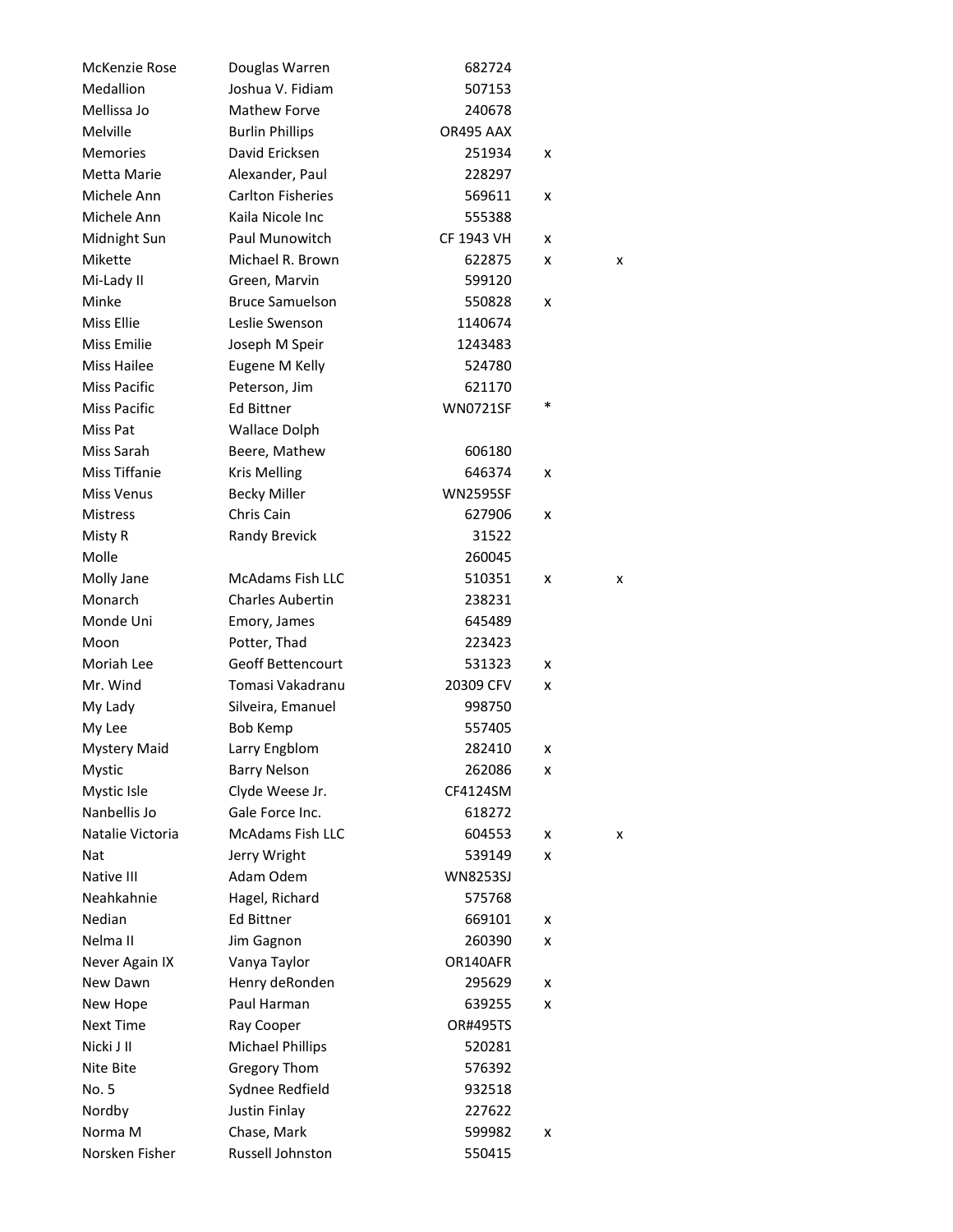| | | | | |
|---|---|---|---|---|
| McKenzie Rose | Douglas Warren | 682724 | | |
| Medallion | Joshua V. Fidiam | 507153 | | |
| Mellissa Jo | Mathew Forve | 240678 | | |
| Melville | Burlin Phillips | OR495 AAX | | |
| Memories | David Ericksen | 251934 | x | |
| Metta Marie | Alexander, Paul | 228297 | | |
| Michele Ann | Carlton Fisheries | 569611 | x | |
| Michele Ann | Kaila Nicole Inc | 555388 | | |
| Midnight Sun | Paul Munowitch | CF 1943 VH | x | |
| Mikette | Michael R. Brown | 622875 | x | x |
| Mi-Lady II | Green, Marvin | 599120 | | |
| Minke | Bruce Samuelson | 550828 | x | |
| Miss Ellie | Leslie Swenson | 1140674 | | |
| Miss Emilie | Joseph M Speir | 1243483 | | |
| Miss Hailee | Eugene M Kelly | 524780 | | |
| Miss Pacific | Peterson, Jim | 621170 | | |
| Miss Pacific | Ed Bittner | WN0721SF | * | |
| Miss Pat | Wallace Dolph | | | |
| Miss Sarah | Beere, Mathew | 606180 | | |
| Miss Tiffanie | Kris Melling | 646374 | x | |
| Miss Venus | Becky Miller | WN2595SF | | |
| Mistress | Chris Cain | 627906 | x | |
| Misty R | Randy Brevick | 31522 | | |
| Molle | | 260045 | | |
| Molly Jane | McAdams Fish LLC | 510351 | x | x |
| Monarch | Charles Aubertin | 238231 | | |
| Monde Uni | Emory, James | 645489 | | |
| Moon | Potter, Thad | 223423 | | |
| Moriah Lee | Geoff Bettencourt | 531323 | x | |
| Mr. Wind | Tomasi Vakadranu | 20309 CFV | x | |
| My Lady | Silveira, Emanuel | 998750 | | |
| My Lee | Bob Kemp | 557405 | | |
| Mystery Maid | Larry Engblom | 282410 | x | |
| Mystic | Barry Nelson | 262086 | x | |
| Mystic Isle | Clyde Weese Jr. | CF4124SM | | |
| Nanbellis Jo | Gale Force Inc. | 618272 | | |
| Natalie Victoria | McAdams Fish LLC | 604553 | x | x |
| Nat | Jerry Wright | 539149 | x | |
| Native III | Adam Odem | WN8253SJ | | |
| Neahkahnie | Hagel, Richard | 575768 | | |
| Nedian | Ed Bittner | 669101 | x | |
| Nelma II | Jim Gagnon | 260390 | x | |
| Never Again IX | Vanya Taylor | OR140AFR | | |
| New Dawn | Henry deRonden | 295629 | x | |
| New Hope | Paul Harman | 639255 | x | |
| Next Time | Ray Cooper | OR#495TS | | |
| Nicki J II | Michael Phillips | 520281 | | |
| Nite Bite | Gregory Thom | 576392 | | |
| No. 5 | Sydnee Redfield | 932518 | | |
| Nordby | Justin Finlay | 227622 | | |
| Norma M | Chase, Mark | 599982 | x | |
| Norsken Fisher | Russell Johnston | 550415 | | |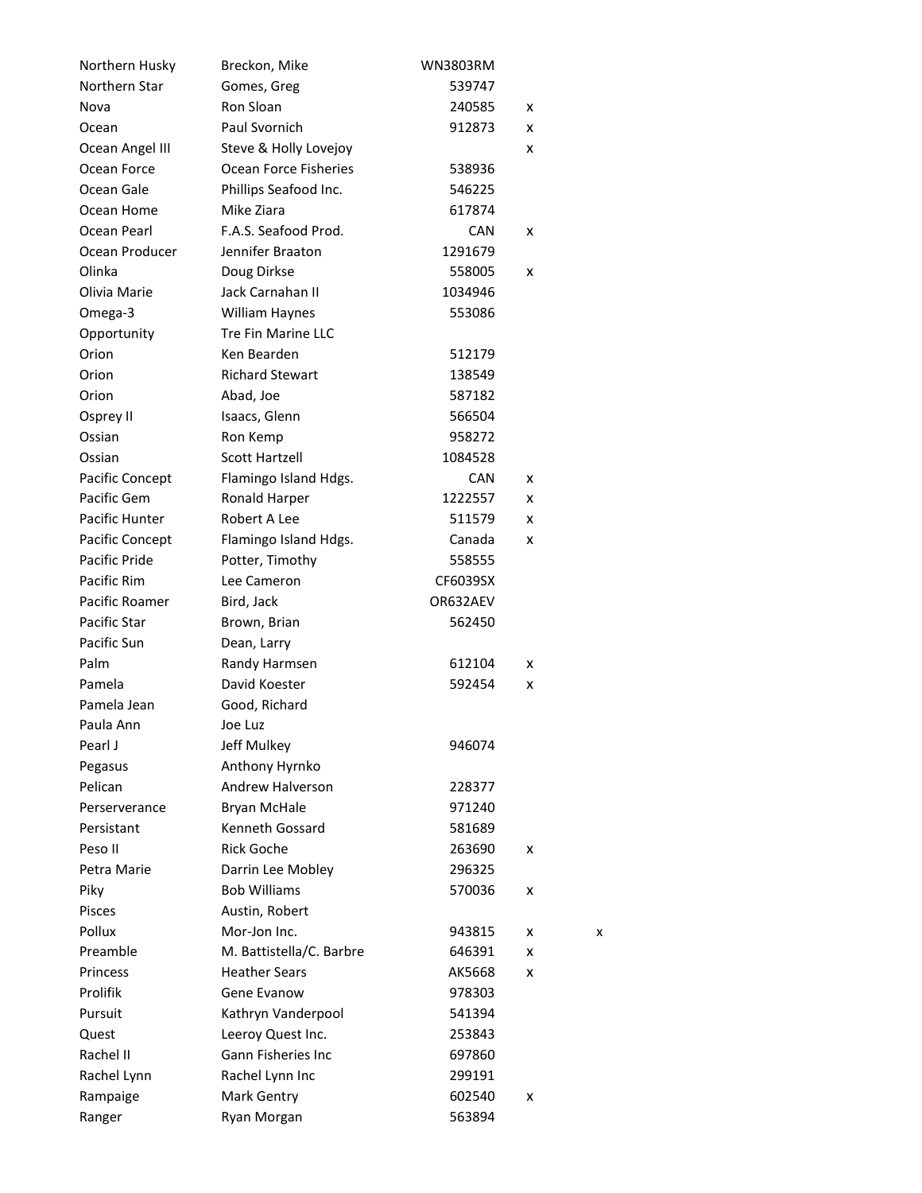| | | | | |
|---|---|---|---|---|
| Northern Husky | Breckon, Mike | WN3803RM | | |
| Northern Star | Gomes, Greg | 539747 | | |
| Nova | Ron Sloan | 240585 | x | |
| Ocean | Paul Svornich | 912873 | x | |
| Ocean Angel III | Steve & Holly Lovejoy | | x | |
| Ocean Force | Ocean Force Fisheries | 538936 | | |
| Ocean Gale | Phillips Seafood Inc. | 546225 | | |
| Ocean Home | Mike Ziara | 617874 | | |
| Ocean Pearl | F.A.S. Seafood Prod. | CAN | x | |
| Ocean Producer | Jennifer Braaton | 1291679 | | |
| Olinka | Doug Dirkse | 558005 | x | |
| Olivia Marie | Jack Carnahan II | 1034946 | | |
| Omega-3 | William Haynes | 553086 | | |
| Opportunity | Tre Fin Marine LLC | | | |
| Orion | Ken Bearden | 512179 | | |
| Orion | Richard Stewart | 138549 | | |
| Orion | Abad, Joe | 587182 | | |
| Osprey II | Isaacs, Glenn | 566504 | | |
| Ossian | Ron Kemp | 958272 | | |
| Ossian | Scott Hartzell | 1084528 | | |
| Pacific Concept | Flamingo Island Hdgs. | CAN | x | |
| Pacific Gem | Ronald Harper | 1222557 | x | |
| Pacific Hunter | Robert A Lee | 511579 | x | |
| Pacific Concept | Flamingo Island Hdgs. | Canada | x | |
| Pacific Pride | Potter, Timothy | 558555 | | |
| Pacific Rim | Lee Cameron | CF6039SX | | |
| Pacific Roamer | Bird, Jack | OR632AEV | | |
| Pacific Star | Brown, Brian | 562450 | | |
| Pacific Sun | Dean, Larry | | | |
| Palm | Randy Harmsen | 612104 | x | |
| Pamela | David Koester | 592454 | x | |
| Pamela Jean | Good, Richard | | | |
| Paula Ann | Joe Luz | | | |
| Pearl J | Jeff Mulkey | 946074 | | |
| Pegasus | Anthony Hyrnko | | | |
| Pelican | Andrew Halverson | 228377 | | |
| Perserverance | Bryan McHale | 971240 | | |
| Persistant | Kenneth Gossard | 581689 | | |
| Peso II | Rick Goche | 263690 | x | |
| Petra Marie | Darrin Lee Mobley | 296325 | | |
| Piky | Bob Williams | 570036 | x | |
| Pisces | Austin, Robert | | | |
| Pollux | Mor-Jon Inc. | 943815 | x | x |
| Preamble | M. Battistella/C. Barbre | 646391 | x | |
| Princess | Heather Sears | AK5668 | x | |
| Prolifik | Gene Evanow | 978303 | | |
| Pursuit | Kathryn Vanderpool | 541394 | | |
| Quest | Leeroy Quest Inc. | 253843 | | |
| Rachel II | Gann Fisheries Inc | 697860 | | |
| Rachel Lynn | Rachel Lynn Inc | 299191 | | |
| Rampaige | Mark Gentry | 602540 | x | |
| Ranger | Ryan Morgan | 563894 | | |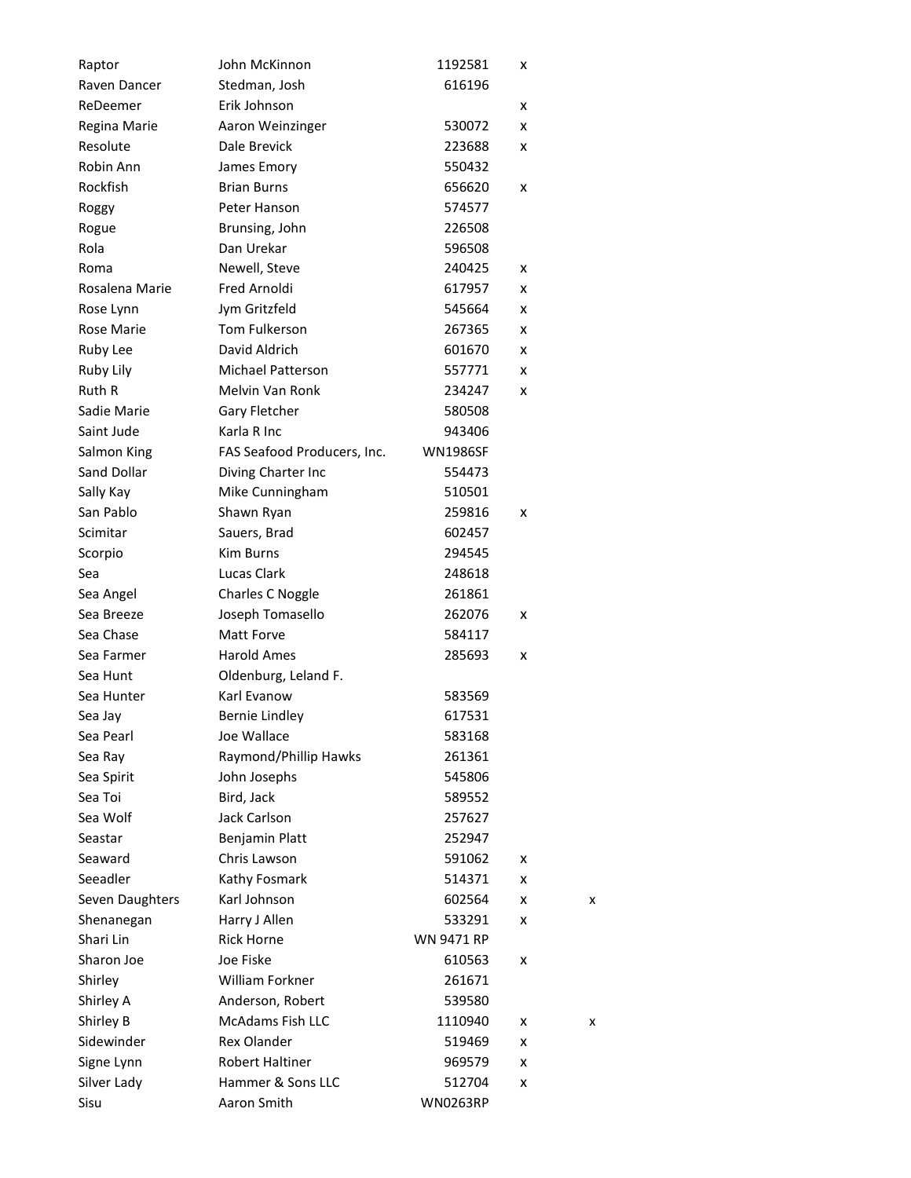| | | | | |
|---|---|---|---|---|
| Raptor | John McKinnon | 1192581 | x | |
| Raven Dancer | Stedman, Josh | 616196 | | |
| ReDeemer | Erik Johnson | | x | |
| Regina Marie | Aaron Weinzinger | 530072 | x | |
| Resolute | Dale Brevick | 223688 | x | |
| Robin Ann | James Emory | 550432 | | |
| Rockfish | Brian Burns | 656620 | x | |
| Roggy | Peter Hanson | 574577 | | |
| Rogue | Brunsing, John | 226508 | | |
| Rola | Dan Urekar | 596508 | | |
| Roma | Newell, Steve | 240425 | x | |
| Rosalena Marie | Fred Arnoldi | 617957 | x | |
| Rose Lynn | Jym Gritzfeld | 545664 | x | |
| Rose Marie | Tom Fulkerson | 267365 | x | |
| Ruby Lee | David Aldrich | 601670 | x | |
| Ruby Lily | Michael Patterson | 557771 | x | |
| Ruth R | Melvin Van Ronk | 234247 | x | |
| Sadie Marie | Gary Fletcher | 580508 | | |
| Saint Jude | Karla R Inc | 943406 | | |
| Salmon King | FAS Seafood Producers, Inc. | WN1986SF | | |
| Sand Dollar | Diving Charter Inc | 554473 | | |
| Sally Kay | Mike Cunningham | 510501 | | |
| San Pablo | Shawn Ryan | 259816 | x | |
| Scimitar | Sauers, Brad | 602457 | | |
| Scorpio | Kim Burns | 294545 | | |
| Sea | Lucas Clark | 248618 | | |
| Sea Angel | Charles C Noggle | 261861 | | |
| Sea Breeze | Joseph Tomasello | 262076 | x | |
| Sea Chase | Matt Forve | 584117 | | |
| Sea Farmer | Harold Ames | 285693 | x | |
| Sea Hunt | Oldenburg, Leland F. | | | |
| Sea Hunter | Karl Evanow | 583569 | | |
| Sea Jay | Bernie Lindley | 617531 | | |
| Sea Pearl | Joe Wallace | 583168 | | |
| Sea Ray | Raymond/Phillip Hawks | 261361 | | |
| Sea Spirit | John Josephs | 545806 | | |
| Sea Toi | Bird, Jack | 589552 | | |
| Sea Wolf | Jack Carlson | 257627 | | |
| Seastar | Benjamin Platt | 252947 | | |
| Seaward | Chris Lawson | 591062 | x | |
| Seeadler | Kathy Fosmark | 514371 | x | |
| Seven Daughters | Karl Johnson | 602564 | x | x |
| Shenanegan | Harry J Allen | 533291 | x | |
| Shari Lin | Rick Horne | WN 9471 RP | | |
| Sharon Joe | Joe Fiske | 610563 | x | |
| Shirley | William Forkner | 261671 | | |
| Shirley A | Anderson, Robert | 539580 | | |
| Shirley B | McAdams Fish LLC | 1110940 | x | x |
| Sidewinder | Rex Olander | 519469 | x | |
| Signe Lynn | Robert Haltiner | 969579 | x | |
| Silver Lady | Hammer & Sons LLC | 512704 | x | |
| Sisu | Aaron Smith | WN0263RP | | |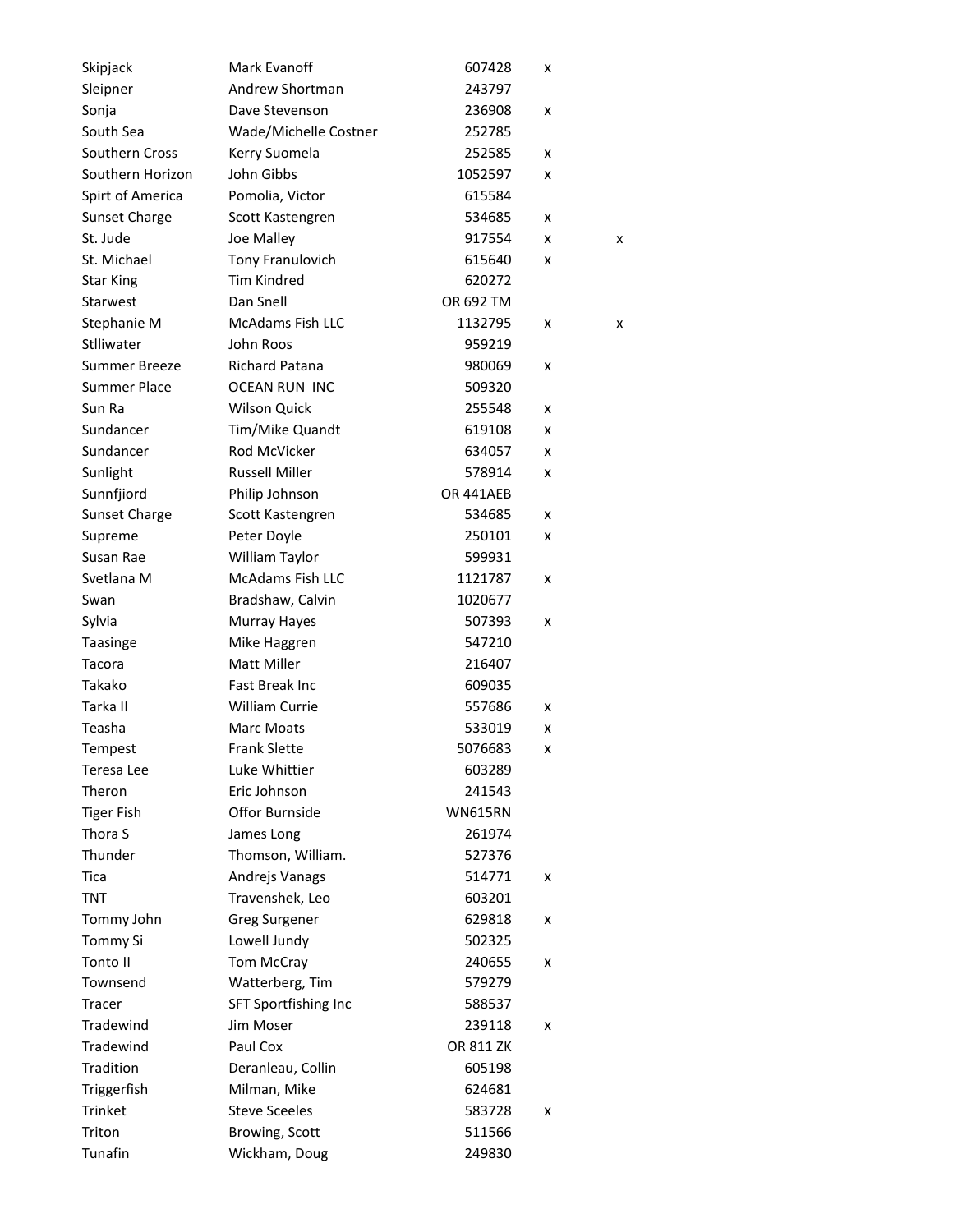| | | | | |
|---|---|---|---|---|
| Skipjack | Mark Evanoff | 607428 | x | |
| Sleipner | Andrew Shortman | 243797 | | |
| Sonja | Dave Stevenson | 236908 | x | |
| South Sea | Wade/Michelle Costner | 252785 | | |
| Southern Cross | Kerry Suomela | 252585 | x | |
| Southern Horizon | John Gibbs | 1052597 | x | |
| Spirt of America | Pomolia, Victor | 615584 | | |
| Sunset Charge | Scott Kastengren | 534685 | x | |
| St. Jude | Joe Malley | 917554 | x | x |
| St. Michael | Tony Franulovich | 615640 | x | |
| Star King | Tim Kindred | 620272 | | |
| Starwest | Dan Snell | OR 692 TM | | |
| Stephanie M | McAdams Fish LLC | 1132795 | x | x |
| Stlliwater | John Roos | 959219 | | |
| Summer Breeze | Richard Patana | 980069 | x | |
| Summer Place | OCEAN RUN INC | 509320 | | |
| Sun Ra | Wilson Quick | 255548 | x | |
| Sundancer | Tim/Mike Quandt | 619108 | x | |
| Sundancer | Rod McVicker | 634057 | x | |
| Sunlight | Russell Miller | 578914 | x | |
| Sunnfjiord | Philip Johnson | OR 441AEB | | |
| Sunset Charge | Scott Kastengren | 534685 | x | |
| Supreme | Peter Doyle | 250101 | x | |
| Susan Rae | William Taylor | 599931 | | |
| Svetlana M | McAdams Fish LLC | 1121787 | x | |
| Swan | Bradshaw, Calvin | 1020677 | | |
| Sylvia | Murray Hayes | 507393 | x | |
| Taasinge | Mike Haggren | 547210 | | |
| Tacora | Matt Miller | 216407 | | |
| Takako | Fast Break Inc | 609035 | | |
| Tarka II | William Currie | 557686 | x | |
| Teasha | Marc Moats | 533019 | x | |
| Tempest | Frank Slette | 5076683 | x | |
| Teresa Lee | Luke Whittier | 603289 | | |
| Theron | Eric Johnson | 241543 | | |
| Tiger Fish | Offor Burnside | WN615RN | | |
| Thora S | James Long | 261974 | | |
| Thunder | Thomson, William. | 527376 | | |
| Tica | Andrejs Vanags | 514771 | x | |
| TNT | Travenshek, Leo | 603201 | | |
| Tommy John | Greg Surgener | 629818 | x | |
| Tommy Si | Lowell Jundy | 502325 | | |
| Tonto II | Tom McCray | 240655 | x | |
| Townsend | Watterberg, Tim | 579279 | | |
| Tracer | SFT Sportfishing Inc | 588537 | | |
| Tradewind | Jim Moser | 239118 | x | |
| Tradewind | Paul Cox | OR 811 ZK | | |
| Tradition | Deranleau, Collin | 605198 | | |
| Triggerfish | Milman, Mike | 624681 | | |
| Trinket | Steve Sceeles | 583728 | x | |
| Triton | Browing, Scott | 511566 | | |
| Tunafin | Wickham, Doug | 249830 | | |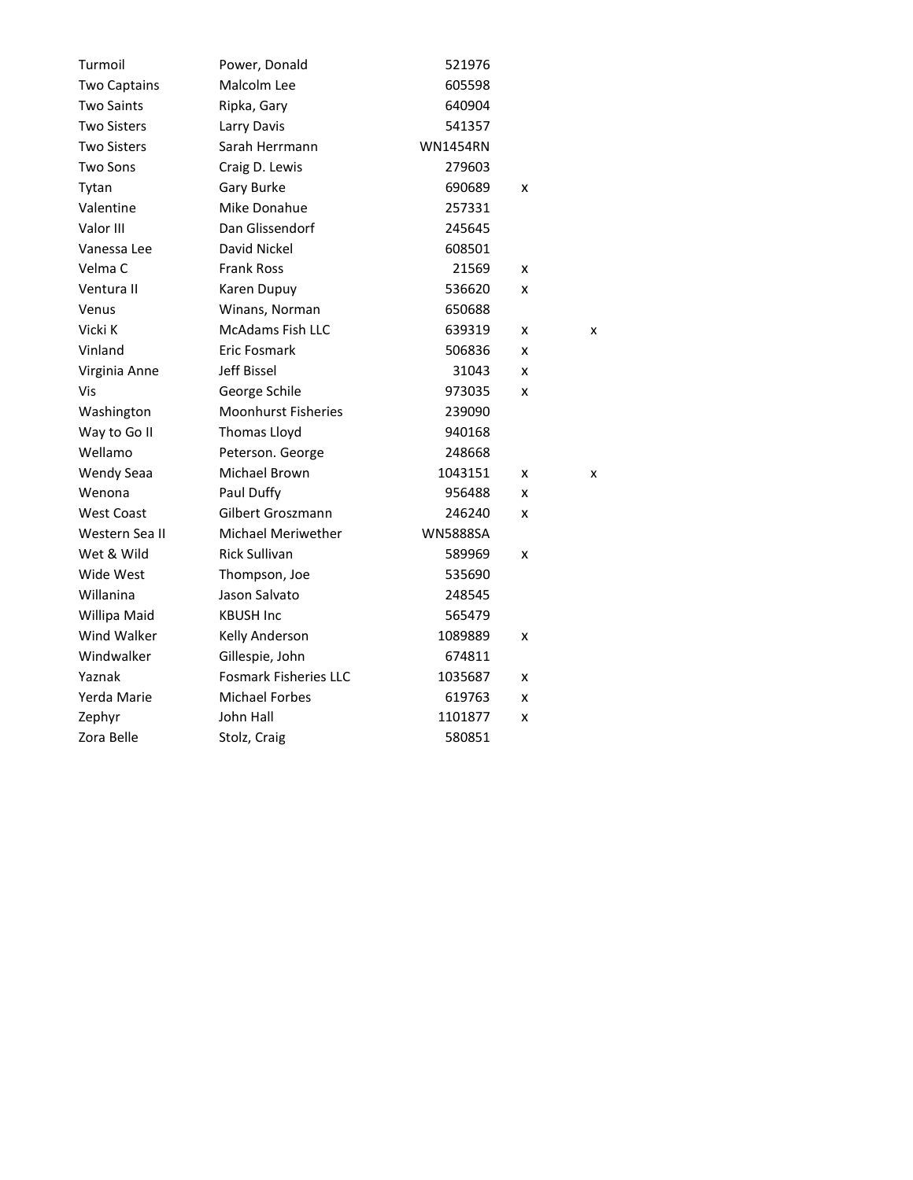| | | | | |
|---|---|---|---|---|
| Turmoil | Power, Donald | 521976 | | |
| Two Captains | Malcolm Lee | 605598 | | |
| Two Saints | Ripka, Gary | 640904 | | |
| Two Sisters | Larry Davis | 541357 | | |
| Two Sisters | Sarah Herrmann | WN1454RN | | |
| Two Sons | Craig D. Lewis | 279603 | | |
| Tytan | Gary Burke | 690689 | x | |
| Valentine | Mike Donahue | 257331 | | |
| Valor III | Dan Glissendorf | 245645 | | |
| Vanessa Lee | David Nickel | 608501 | | |
| Velma C | Frank Ross | 21569 | x | |
| Ventura II | Karen Dupuy | 536620 | x | |
| Venus | Winans, Norman | 650688 | | |
| Vicki K | McAdams Fish LLC | 639319 | x | x |
| Vinland | Eric Fosmark | 506836 | x | |
| Virginia Anne | Jeff Bissel | 31043 | x | |
| Vis | George Schile | 973035 | x | |
| Washington | Moonhurst Fisheries | 239090 | | |
| Way to Go II | Thomas Lloyd | 940168 | | |
| Wellamo | Peterson. George | 248668 | | |
| Wendy Seaa | Michael Brown | 1043151 | x | x |
| Wenona | Paul Duffy | 956488 | x | |
| West Coast | Gilbert Groszmann | 246240 | x | |
| Western Sea II | Michael Meriwether | WN5888SA | | |
| Wet & Wild | Rick Sullivan | 589969 | x | |
| Wide West | Thompson, Joe | 535690 | | |
| Willanina | Jason Salvato | 248545 | | |
| Willipa Maid | KBUSH Inc | 565479 | | |
| Wind Walker | Kelly Anderson | 1089889 | x | |
| Windwalker | Gillespie, John | 674811 | | |
| Yaznak | Fosmark Fisheries LLC | 1035687 | x | |
| Yerda Marie | Michael Forbes | 619763 | x | |
| Zephyr | John Hall | 1101877 | x | |
| Zora Belle | Stolz, Craig | 580851 | | |